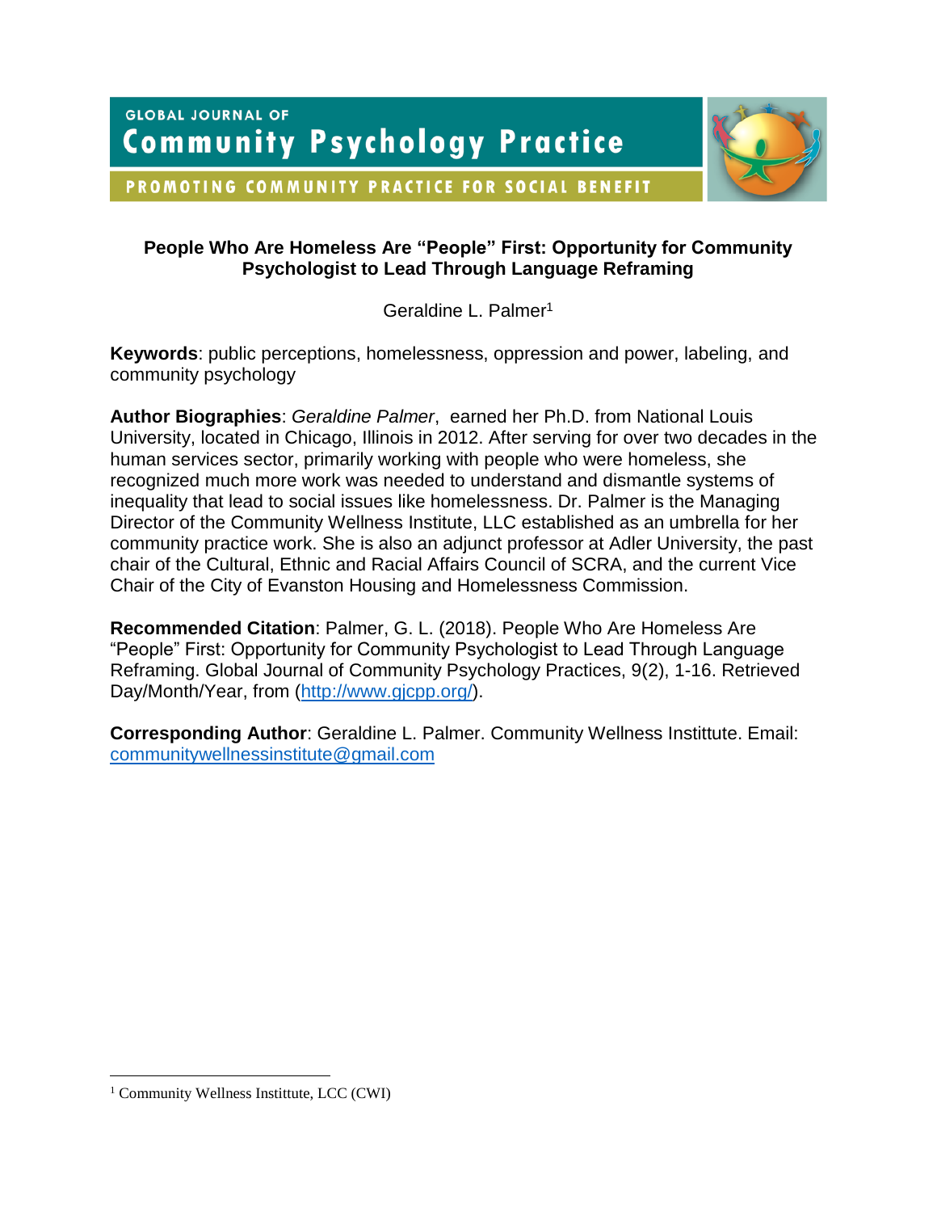GLOBAL JOURNAL OF
Community Psychology Practice

PROMOTING COMMUNITY PRACTICE FOR SOCIAL BENEFIT

# People Who Are Homeless Are "People" First: Opportunity for Community Psychologist to Lead Through Language Reframing

Geraldine L. Palmer[1]

**Keywords**: public perceptions, homelessness, oppression and power, labeling, and community psychology

**Author Biographies**: *Geraldine Palmer*, earned her Ph.D. from National Louis University, located in Chicago, Illinois in 2012. After serving for over two decades in the human services sector, primarily working with people who were homeless, she recognized much more work was needed to understand and dismantle systems of inequality that lead to social issues like homelessness. Dr. Palmer is the Managing Director of the Community Wellness Institute, LLC established as an umbrella for her community practice work. She is also an adjunct professor at Adler University, the past chair of the Cultural, Ethnic and Racial Affairs Council of SCRA, and the current Vice Chair of the City of Evanston Housing and Homelessness Commission.

**Recommended Citation**: Palmer, G. L. (2018). People Who Are Homeless Are "People" First: Opportunity for Community Psychologist to Lead Through Language Reframing. Global Journal of Community Psychology Practices, 9(2), 1-16. Retrieved Day/Month/Year, from (http://www.gjcpp.org/).

**Corresponding Author**: Geraldine L. Palmer. Community Wellness Instittute. Email: communitywellnessinstitute@gmail.com

[1] Community Wellness Instittute, LCC (CWI)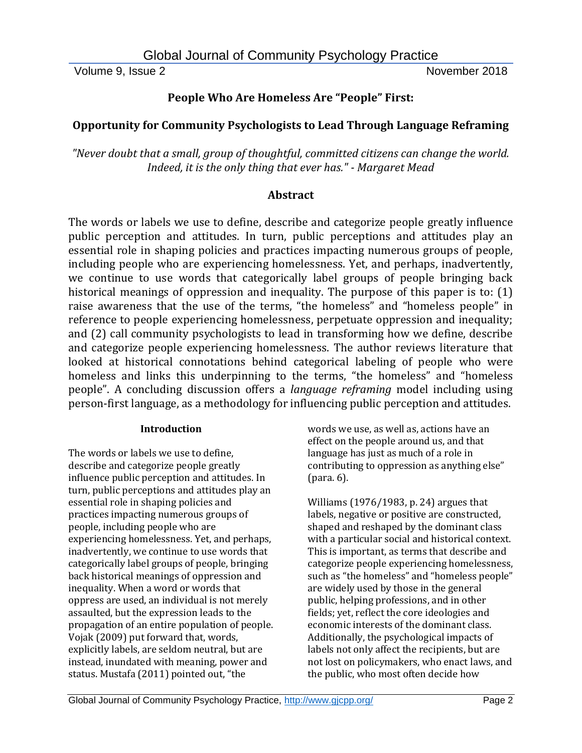# People Who Are Homeless Are "People" First:

## Opportunity for Community Psychologists to Lead Through Language Reframing

*"Never doubt that a small, group of thoughtful, committed citizens can change the world. Indeed, it is the only thing that ever has." - Margaret Mead*

## Abstract

The words or labels we use to define, describe and categorize people greatly influence public perception and attitudes. In turn, public perceptions and attitudes play an essential role in shaping policies and practices impacting numerous groups of people, including people who are experiencing homelessness. Yet, and perhaps, inadvertently, we continue to use words that categorically label groups of people bringing back historical meanings of oppression and inequality. The purpose of this paper is to: (1) raise awareness that the use of the terms, "the homeless" and "homeless people" in reference to people experiencing homelessness, perpetuate oppression and inequality; and (2) call community psychologists to lead in transforming how we define, describe and categorize people experiencing homelessness. The author reviews literature that looked at historical connotations behind categorical labeling of people who were homeless and links this underpinning to the terms, "the homeless" and "homeless people". A concluding discussion offers a *language reframing* model including using person-first language, as a methodology for influencing public perception and attitudes.

### Introduction

The words or labels we use to define, describe and categorize people greatly influence public perception and attitudes. In turn, public perceptions and attitudes play an essential role in shaping policies and practices impacting numerous groups of people, including people who are experiencing homelessness. Yet, and perhaps, inadvertently, we continue to use words that categorically label groups of people, bringing back historical meanings of oppression and inequality. When a word or words that oppress are used, an individual is not merely assaulted, but the expression leads to the propagation of an entire population of people. Vojak (2009) put forward that, words, explicitly labels, are seldom neutral, but are instead, inundated with meaning, power and status. Mustafa (2011) pointed out, "the words we use, as well as, actions have an effect on the people around us, and that language has just as much of a role in contributing to oppression as anything else" (para. 6).

Williams (1976/1983, p. 24) argues that labels, negative or positive are constructed, shaped and reshaped by the dominant class with a particular social and historical context. This is important, as terms that describe and categorize people experiencing homelessness, such as "the homeless" and "homeless people" are widely used by those in the general public, helping professions, and in other fields; yet, reflect the core ideologies and economic interests of the dominant class. Additionally, the psychological impacts of labels not only affect the recipients, but are not lost on policymakers, who enact laws, and the public, who most often decide how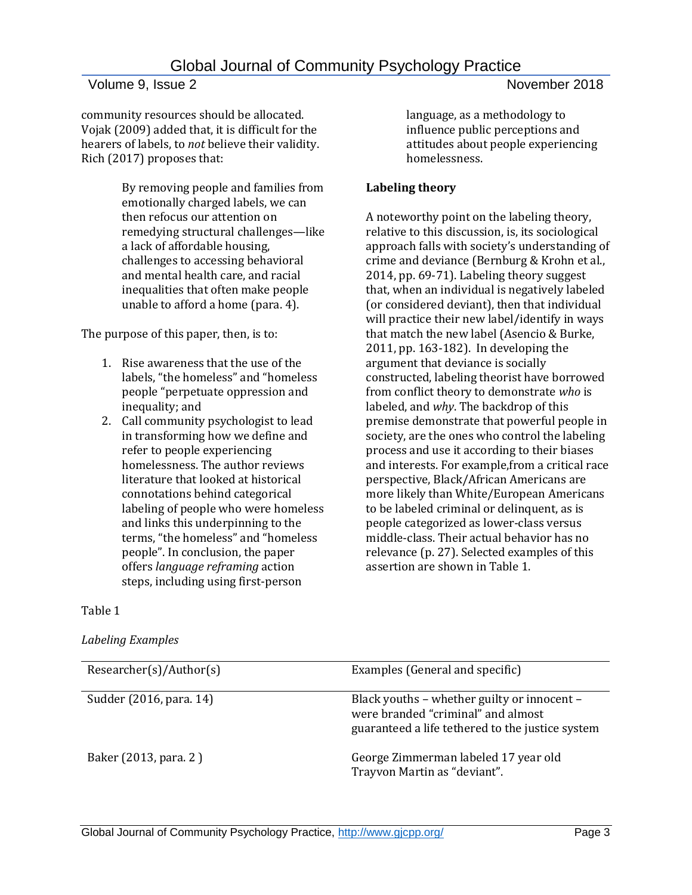community resources should be allocated. Vojak (2009) added that, it is difficult for the hearers of labels, to *not* believe their validity. Rich (2017) proposes that:

> By removing people and families from emotionally charged labels, we can then refocus our attention on remedying structural challenges—like a lack of affordable housing, challenges to accessing behavioral and mental health care, and racial inequalities that often make people unable to afford a home (para. 4).

The purpose of this paper, then, is to:

1. Rise awareness that the use of the labels, "the homeless" and "homeless people "perpetuate oppression and inequality; and
2. Call community psychologist to lead in transforming how we define and refer to people experiencing homelessness. The author reviews literature that looked at historical connotations behind categorical labeling of people who were homeless and links this underpinning to the terms, "the homeless" and "homeless people". In conclusion, the paper offers *language reframing* action steps, including using first-person language, as a methodology to influence public perceptions and attitudes about people experiencing homelessness.

**Labeling theory**

A noteworthy point on the labeling theory, relative to this discussion, is, its sociological approach falls with society's understanding of crime and deviance (Bernburg & Krohn et al., 2014, pp. 69-71). Labeling theory suggest that, when an individual is negatively labeled (or considered deviant), then that individual will practice their new label/identify in ways that match the new label (Asencio & Burke, 2011, pp. 163-182). In developing the argument that deviance is socially constructed, labeling theorist have borrowed from conflict theory to demonstrate *who* is labeled, and *why*. The backdrop of this premise demonstrate that powerful people in society, are the ones who control the labeling process and use it according to their biases and interests. For example,from a critical race perspective, Black/African Americans are more likely than White/European Americans to be labeled criminal or delinquent, as is people categorized as lower-class versus middle-class. Their actual behavior has no relevance (p. 27). Selected examples of this assertion are shown in Table 1.

Table 1

*Labeling Examples*

| Researcher(s)/Author(s) | Examples (General and specific) |
|---|---|
| Sudder (2016, para. 14) | Black youths – whether guilty or innocent – were branded "criminal" and almost guaranteed a life tethered to the justice system |
| Baker (2013, para. 2 ) | George Zimmerman labeled 17 year old Trayvon Martin as "deviant". |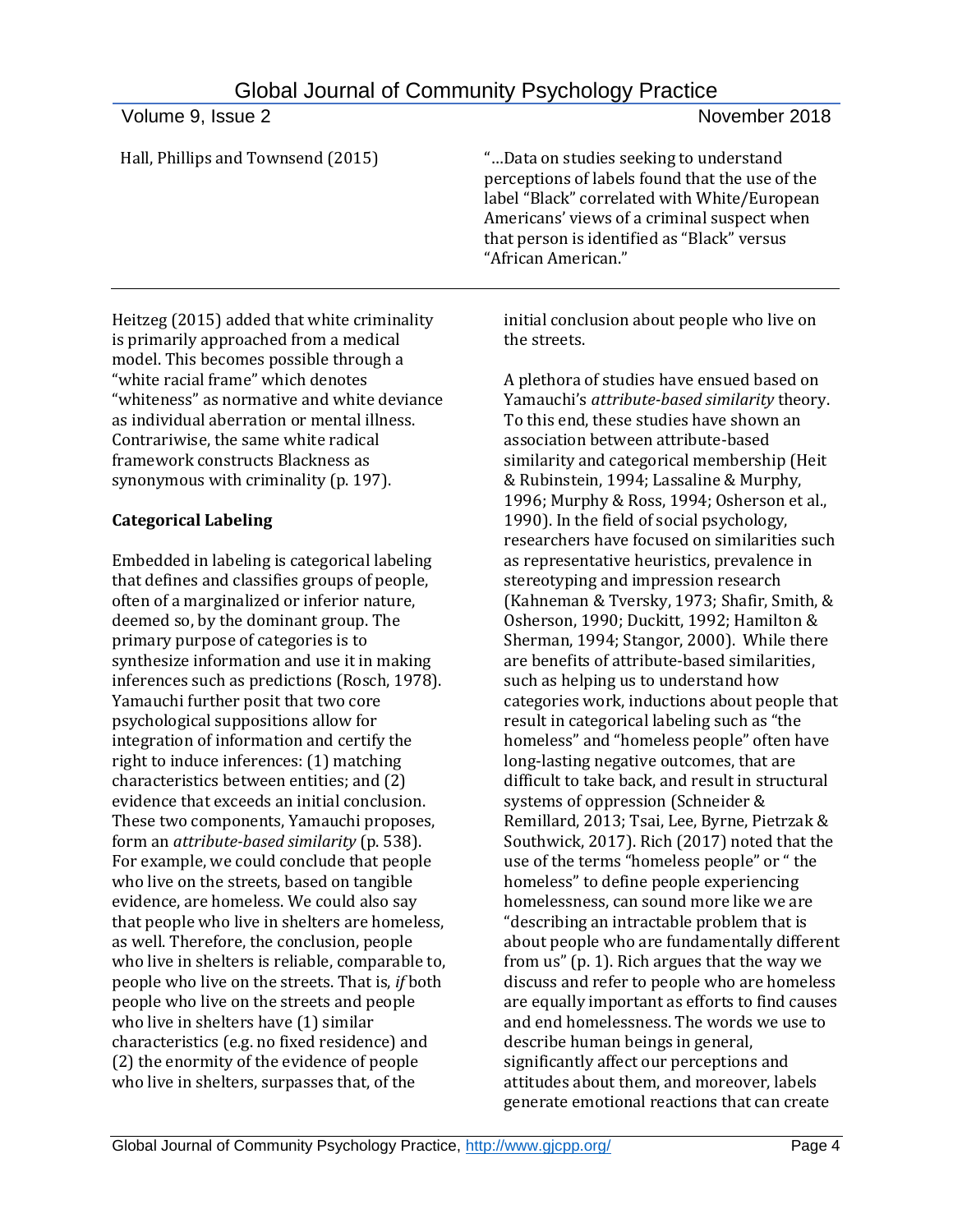| Hall, Phillips and Townsend (2015) | "…Data on studies seeking to understand perceptions of labels found that the use of the label "Black" correlated with White/European Americans' views of a criminal suspect when that person is identified as "Black" versus "African American." |
| --- | --- |

Heitzeg (2015) added that white criminality is primarily approached from a medical model. This becomes possible through a "white racial frame" which denotes "whiteness" as normative and white deviance as individual aberration or mental illness. Contrariwise, the same white radical framework constructs Blackness as synonymous with criminality (p. 197).

**Categorical Labeling**

Embedded in labeling is categorical labeling that defines and classifies groups of people, often of a marginalized or inferior nature, deemed so, by the dominant group. The primary purpose of categories is to synthesize information and use it in making inferences such as predictions (Rosch, 1978). Yamauchi further posit that two core psychological suppositions allow for integration of information and certify the right to induce inferences: (1) matching characteristics between entities; and (2) evidence that exceeds an initial conclusion. These two components, Yamauchi proposes, form an *attribute-based similarity* (p. 538). For example, we could conclude that people who live on the streets, based on tangible evidence, are homeless. We could also say that people who live in shelters are homeless, as well. Therefore, the conclusion, people who live in shelters is reliable, comparable to, people who live on the streets. That is, *if* both people who live on the streets and people who live in shelters have (1) similar characteristics (e.g. no fixed residence) and (2) the enormity of the evidence of people who live in shelters, surpasses that, of the initial conclusion about people who live on the streets.

A plethora of studies have ensued based on Yamauchi's *attribute-based similarity* theory. To this end, these studies have shown an association between attribute-based similarity and categorical membership (Heit & Rubinstein, 1994; Lassaline & Murphy, 1996; Murphy & Ross, 1994; Osherson et al., 1990). In the field of social psychology, researchers have focused on similarities such as representative heuristics, prevalence in stereotyping and impression research (Kahneman & Tversky, 1973; Shafir, Smith, & Osherson, 1990; Duckitt, 1992; Hamilton & Sherman, 1994; Stangor, 2000). While there are benefits of attribute-based similarities, such as helping us to understand how categories work, inductions about people that result in categorical labeling such as "the homeless" and "homeless people" often have long-lasting negative outcomes, that are difficult to take back, and result in structural systems of oppression (Schneider & Remillard, 2013; Tsai, Lee, Byrne, Pietrzak & Southwick, 2017). Rich (2017) noted that the use of the terms "homeless people" or " the homeless" to define people experiencing homelessness, can sound more like we are "describing an intractable problem that is about people who are fundamentally different from us" (p. 1). Rich argues that the way we discuss and refer to people who are homeless are equally important as efforts to find causes and end homelessness. The words we use to describe human beings in general, significantly affect our perceptions and attitudes about them, and moreover, labels generate emotional reactions that can create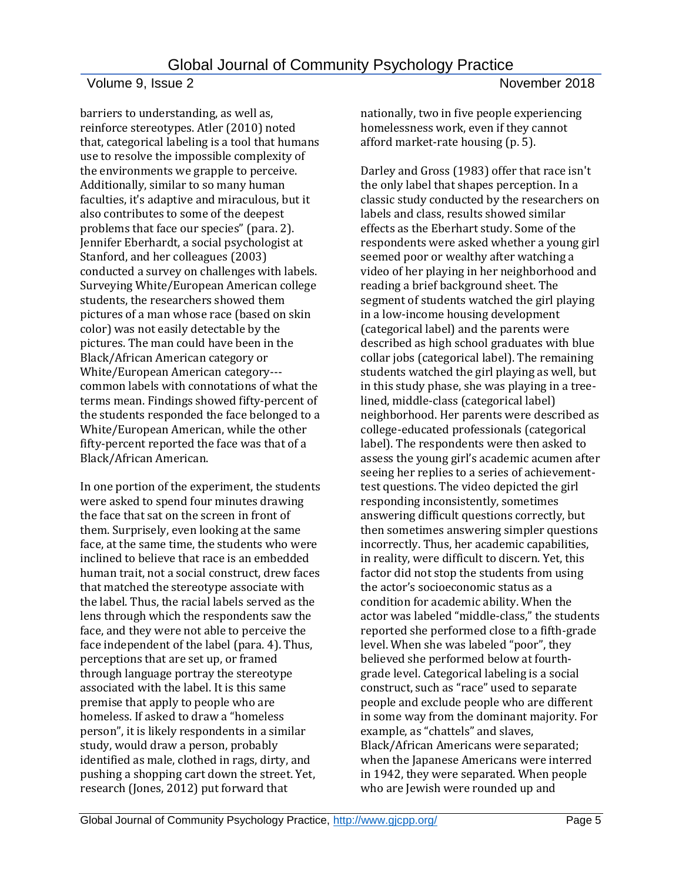barriers to understanding, as well as, reinforce stereotypes. Atler (2010) noted that, categorical labeling is a tool that humans use to resolve the impossible complexity of the environments we grapple to perceive. Additionally, similar to so many human faculties, it's adaptive and miraculous, but it also contributes to some of the deepest problems that face our species" (para. 2). Jennifer Eberhardt, a social psychologist at Stanford, and her colleagues (2003) conducted a survey on challenges with labels. Surveying White/European American college students, the researchers showed them pictures of a man whose race (based on skin color) was not easily detectable by the pictures. The man could have been in the Black/African American category or White/European American category---common labels with connotations of what the terms mean. Findings showed fifty-percent of the students responded the face belonged to a White/European American, while the other fifty-percent reported the face was that of a Black/African American.

In one portion of the experiment, the students were asked to spend four minutes drawing the face that sat on the screen in front of them. Surprisely, even looking at the same face, at the same time, the students who were inclined to believe that race is an embedded human trait, not a social construct, drew faces that matched the stereotype associate with the label. Thus, the racial labels served as the lens through which the respondents saw the face, and they were not able to perceive the face independent of the label (para. 4). Thus, perceptions that are set up, or framed through language portray the stereotype associated with the label. It is this same premise that apply to people who are homeless. If asked to draw a "homeless person", it is likely respondents in a similar study, would draw a person, probably identified as male, clothed in rags, dirty, and pushing a shopping cart down the street. Yet, research (Jones, 2012) put forward that nationally, two in five people experiencing homelessness work, even if they cannot afford market-rate housing (p. 5).

Darley and Gross (1983) offer that race isn't the only label that shapes perception. In a classic study conducted by the researchers on labels and class, results showed similar effects as the Eberhart study. Some of the respondents were asked whether a young girl seemed poor or wealthy after watching a video of her playing in her neighborhood and reading a brief background sheet. The segment of students watched the girl playing in a low-income housing development (categorical label) and the parents were described as high school graduates with blue collar jobs (categorical label). The remaining students watched the girl playing as well, but in this study phase, she was playing in a tree-lined, middle-class (categorical label) neighborhood. Her parents were described as college-educated professionals (categorical label). The respondents were then asked to assess the young girl's academic acumen after seeing her replies to a series of achievement-test questions. The video depicted the girl responding inconsistently, sometimes answering difficult questions correctly, but then sometimes answering simpler questions incorrectly. Thus, her academic capabilities, in reality, were difficult to discern. Yet, this factor did not stop the students from using the actor's socioeconomic status as a condition for academic ability. When the actor was labeled "middle-class," the students reported she performed close to a fifth-grade level. When she was labeled "poor", they believed she performed below at fourth-grade level. Categorical labeling is a social construct, such as "race" used to separate people and exclude people who are different in some way from the dominant majority. For example, as "chattels" and slaves, Black/African Americans were separated; when the Japanese Americans were interred in 1942, they were separated. When people who are Jewish were rounded up and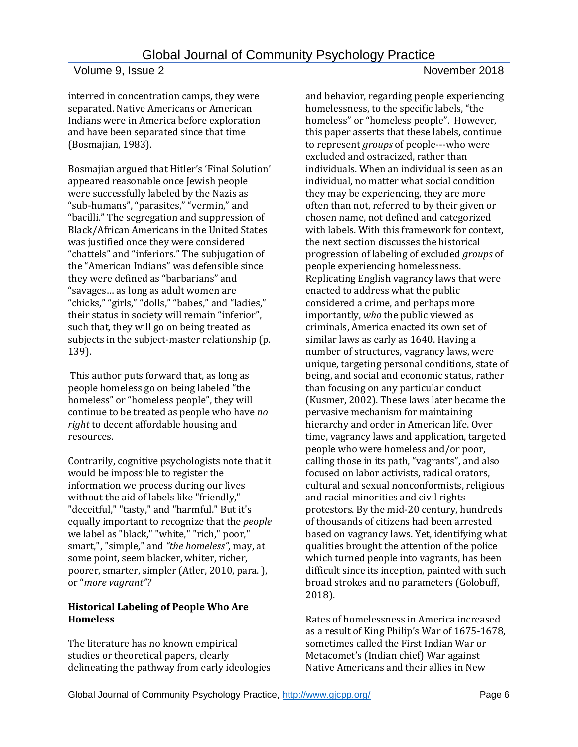interred in concentration camps, they were separated. Native Americans or American Indians were in America before exploration and have been separated since that time (Bosmajian, 1983).

Bosmajian argued that Hitler's 'Final Solution' appeared reasonable once Jewish people were successfully labeled by the Nazis as "sub-humans", "parasites," "vermin," and "bacilli." The segregation and suppression of Black/African Americans in the United States was justified once they were considered "chattels" and "inferiors." The subjugation of the "American Indians" was defensible since they were defined as "barbarians" and "savages… as long as adult women are "chicks," "girls," "dolls," "babes," and "ladies," their status in society will remain "inferior", such that, they will go on being treated as subjects in the subject-master relationship (p. 139).

This author puts forward that, as long as people homeless go on being labeled "the homeless" or "homeless people", they will continue to be treated as people who have *no right* to decent affordable housing and resources.

Contrarily, cognitive psychologists note that it would be impossible to register the information we process during our lives without the aid of labels like "friendly," "deceitful," "tasty," and "harmful." But it's equally important to recognize that the *people* we label as "black," "white," "rich," poor," smart,", "simple," and *"the homeless"*, may, at some point, seem blacker, whiter, richer, poorer, smarter, simpler (Atler, 2010, para. ), or "*more vagrant"?*

**Historical Labeling of People Who Are Homeless**

The literature has no known empirical studies or theoretical papers, clearly delineating the pathway from early ideologies and behavior, regarding people experiencing homelessness, to the specific labels, "the homeless" or "homeless people". However, this paper asserts that these labels, continue to represent *groups* of people---who were excluded and ostracized, rather than individuals. When an individual is seen as an individual, no matter what social condition they may be experiencing, they are more often than not, referred to by their given or chosen name, not defined and categorized with labels. With this framework for context, the next section discusses the historical progression of labeling of excluded *groups* of people experiencing homelessness. Replicating English vagrancy laws that were enacted to address what the public considered a crime, and perhaps more importantly, *who* the public viewed as criminals, America enacted its own set of similar laws as early as 1640. Having a number of structures, vagrancy laws, were unique, targeting personal conditions, state of being, and social and economic status, rather than focusing on any particular conduct (Kusmer, 2002). These laws later became the pervasive mechanism for maintaining hierarchy and order in American life. Over time, vagrancy laws and application, targeted people who were homeless and/or poor, calling those in its path, "vagrants", and also focused on labor activists, radical orators, cultural and sexual nonconformists, religious and racial minorities and civil rights protestors. By the mid-20 century, hundreds of thousands of citizens had been arrested based on vagrancy laws. Yet, identifying what qualities brought the attention of the police which turned people into vagrants, has been difficult since its inception, painted with such broad strokes and no parameters (Golobuff, 2018).

Rates of homelessness in America increased as a result of King Philip's War of 1675-1678, sometimes called the First Indian War or Metacomet's (Indian chief) War against Native Americans and their allies in New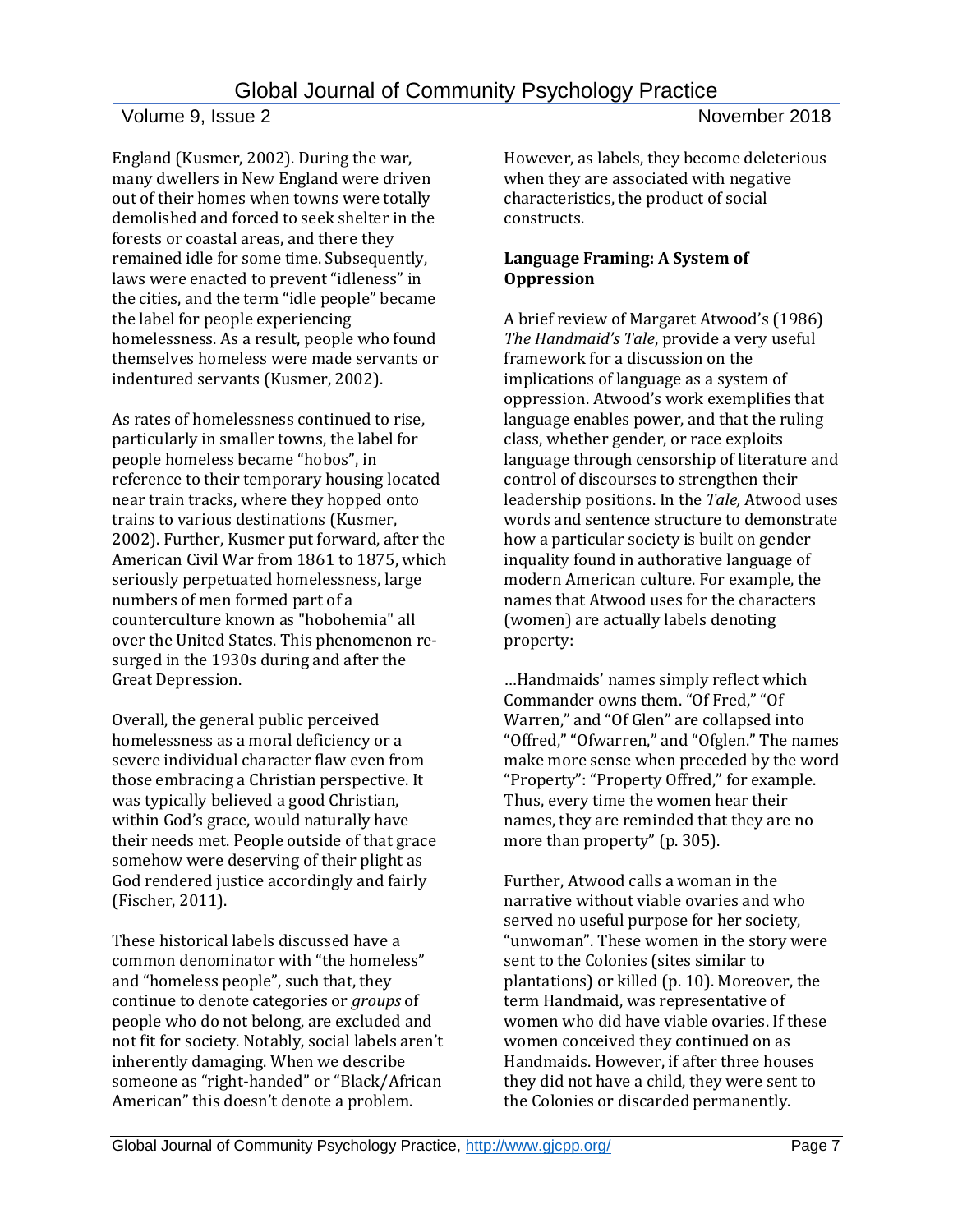England (Kusmer, 2002). During the war, many dwellers in New England were driven out of their homes when towns were totally demolished and forced to seek shelter in the forests or coastal areas, and there they remained idle for some time. Subsequently, laws were enacted to prevent "idleness" in the cities, and the term "idle people" became the label for people experiencing homelessness. As a result, people who found themselves homeless were made servants or indentured servants (Kusmer, 2002).

As rates of homelessness continued to rise, particularly in smaller towns, the label for people homeless became "hobos", in reference to their temporary housing located near train tracks, where they hopped onto trains to various destinations (Kusmer, 2002). Further, Kusmer put forward, after the American Civil War from 1861 to 1875, which seriously perpetuated homelessness, large numbers of men formed part of a counterculture known as "hobohemia" all over the United States. This phenomenon re-surged in the 1930s during and after the Great Depression.

Overall, the general public perceived homelessness as a moral deficiency or a severe individual character flaw even from those embracing a Christian perspective. It was typically believed a good Christian, within God's grace, would naturally have their needs met. People outside of that grace somehow were deserving of their plight as God rendered justice accordingly and fairly (Fischer, 2011).

These historical labels discussed have a common denominator with "the homeless" and "homeless people", such that, they continue to denote categories or *groups* of people who do not belong, are excluded and not fit for society. Notably, social labels aren't inherently damaging. When we describe someone as "right-handed" or "Black/African American" this doesn't denote a problem. However, as labels, they become deleterious when they are associated with negative characteristics, the product of social constructs.

**Language Framing: A System of Oppression**

A brief review of Margaret Atwood's (1986) *The Handmaid's Tale*, provide a very useful framework for a discussion on the implications of language as a system of oppression. Atwood's work exemplifies that language enables power, and that the ruling class, whether gender, or race exploits language through censorship of literature and control of discourses to strengthen their leadership positions. In the *Tale,* Atwood uses words and sentence structure to demonstrate how a particular society is built on gender inquality found in authorative language of modern American culture. For example, the names that Atwood uses for the characters (women) are actually labels denoting property:

…Handmaids' names simply reflect which Commander owns them. "Of Fred," "Of Warren," and "Of Glen" are collapsed into "Offred," "Ofwarren," and "Ofglen." The names make more sense when preceded by the word "Property": "Property Offred," for example. Thus, every time the women hear their names, they are reminded that they are no more than property" (p. 305).

Further, Atwood calls a woman in the narrative without viable ovaries and who served no useful purpose for her society, "unwoman". These women in the story were sent to the Colonies (sites similar to plantations) or killed (p. 10). Moreover, the term Handmaid, was representative of women who did have viable ovaries. If these women conceived they continued on as Handmaids. However, if after three houses they did not have a child, they were sent to the Colonies or discarded permanently.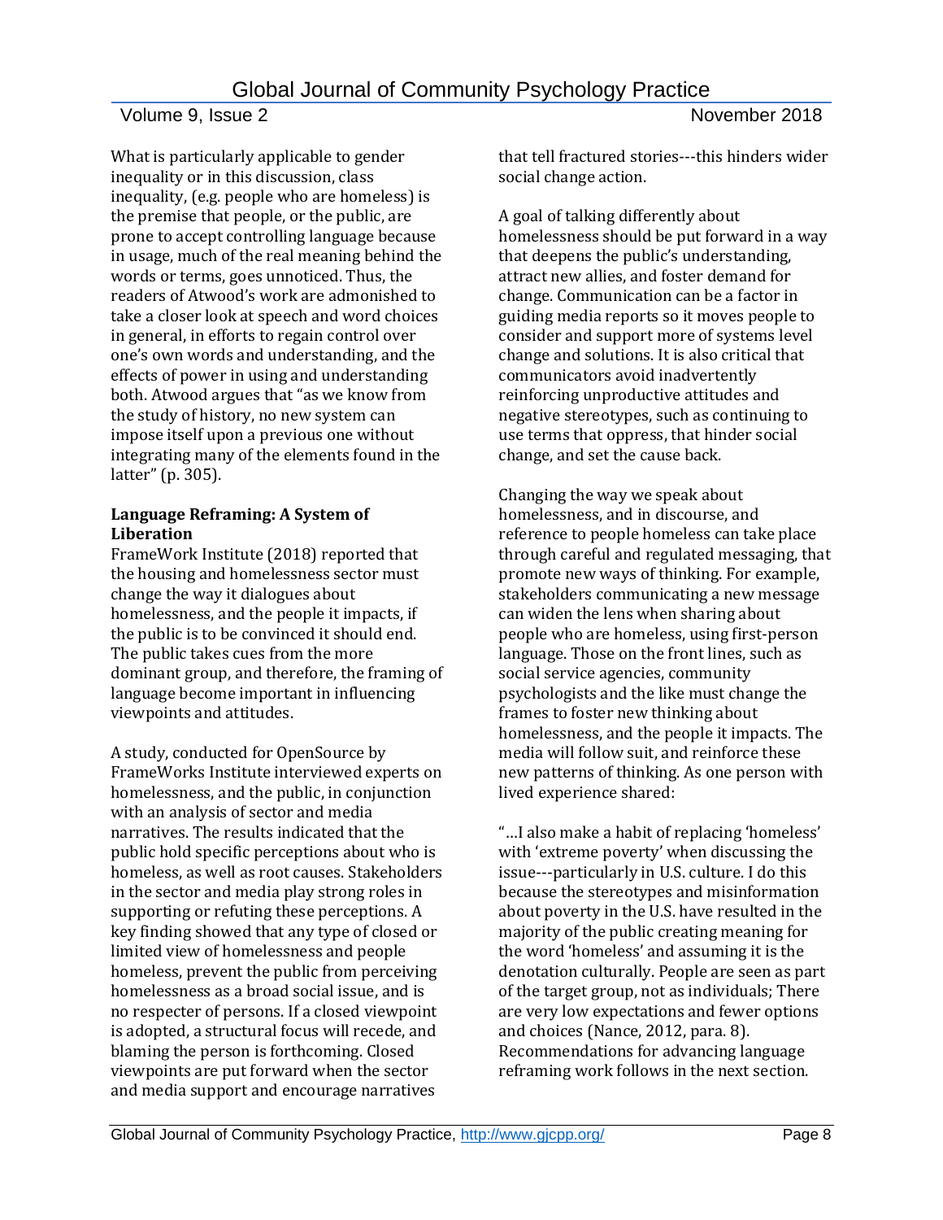What is particularly applicable to gender inequality or in this discussion, class inequality, (e.g. people who are homeless) is the premise that people, or the public, are prone to accept controlling language because in usage, much of the real meaning behind the words or terms, goes unnoticed. Thus, the readers of Atwood's work are admonished to take a closer look at speech and word choices in general, in efforts to regain control over one's own words and understanding, and the effects of power in using and understanding both. Atwood argues that "as we know from the study of history, no new system can impose itself upon a previous one without integrating many of the elements found in the latter" (p. 305).

**Language Reframing: A System of Liberation**

FrameWork Institute (2018) reported that the housing and homelessness sector must change the way it dialogues about homelessness, and the people it impacts, if the public is to be convinced it should end. The public takes cues from the more dominant group, and therefore, the framing of language become important in influencing viewpoints and attitudes.

A study, conducted for OpenSource by FrameWorks Institute interviewed experts on homelessness, and the public, in conjunction with an analysis of sector and media narratives. The results indicated that the public hold specific perceptions about who is homeless, as well as root causes. Stakeholders in the sector and media play strong roles in supporting or refuting these perceptions. A key finding showed that any type of closed or limited view of homelessness and people homeless, prevent the public from perceiving homelessness as a broad social issue, and is no respecter of persons. If a closed viewpoint is adopted, a structural focus will recede, and blaming the person is forthcoming. Closed viewpoints are put forward when the sector and media support and encourage narratives that tell fractured stories---this hinders wider social change action.

A goal of talking differently about homelessness should be put forward in a way that deepens the public's understanding, attract new allies, and foster demand for change. Communication can be a factor in guiding media reports so it moves people to consider and support more of systems level change and solutions. It is also critical that communicators avoid inadvertently reinforcing unproductive attitudes and negative stereotypes, such as continuing to use terms that oppress, that hinder social change, and set the cause back.

Changing the way we speak about homelessness, and in discourse, and reference to people homeless can take place through careful and regulated messaging, that promote new ways of thinking. For example, stakeholders communicating a new message can widen the lens when sharing about people who are homeless, using first-person language. Those on the front lines, such as social service agencies, community psychologists and the like must change the frames to foster new thinking about homelessness, and the people it impacts. The media will follow suit, and reinforce these new patterns of thinking. As one person with lived experience shared:

"…I also make a habit of replacing 'homeless' with 'extreme poverty' when discussing the issue---particularly in U.S. culture. I do this because the stereotypes and misinformation about poverty in the U.S. have resulted in the majority of the public creating meaning for the word 'homeless' and assuming it is the denotation culturally. People are seen as part of the target group, not as individuals; There are very low expectations and fewer options and choices (Nance, 2012, para. 8). Recommendations for advancing language reframing work follows in the next section.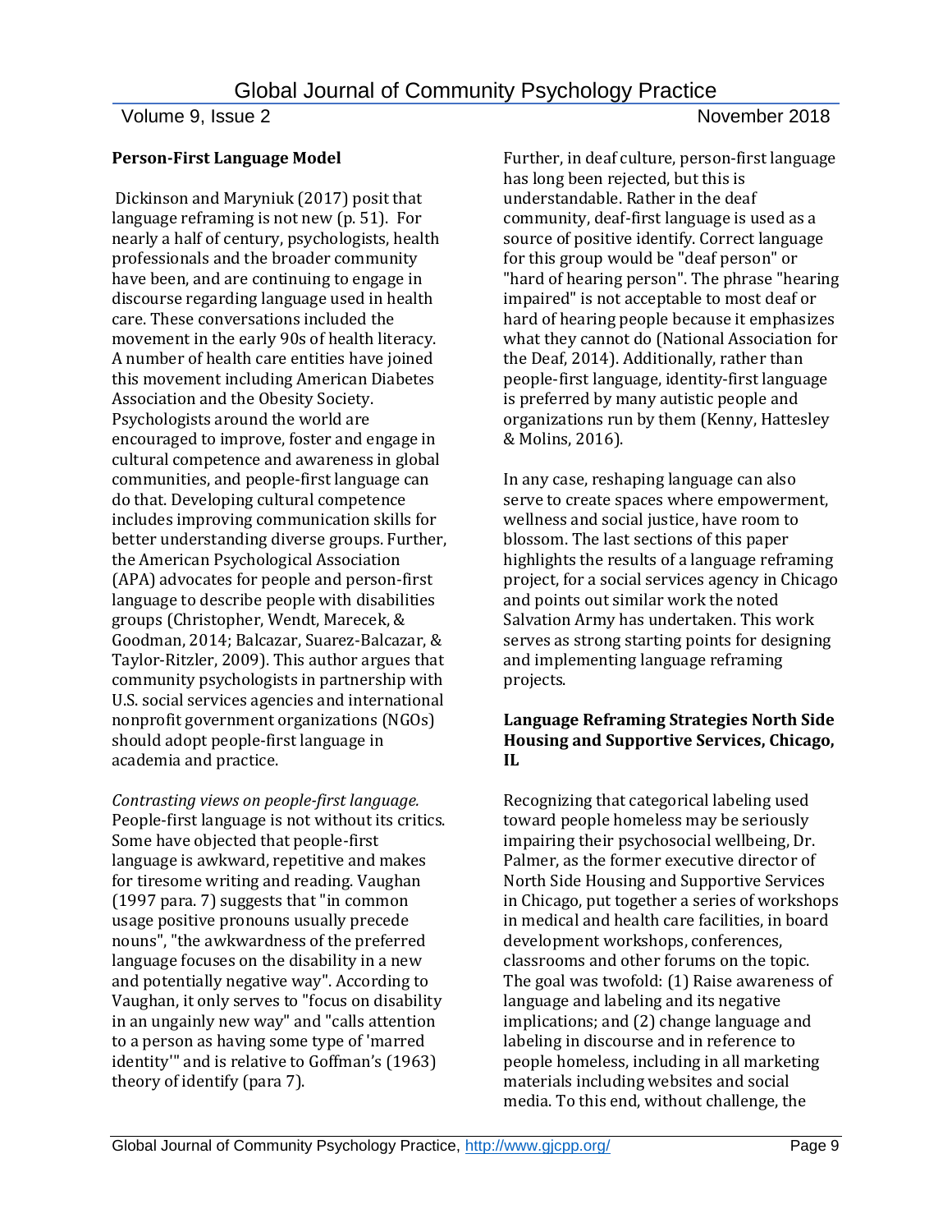**Person-First Language Model**

Dickinson and Maryniuk (2017) posit that language reframing is not new (p. 51). For nearly a half of century, psychologists, health professionals and the broader community have been, and are continuing to engage in discourse regarding language used in health care. These conversations included the movement in the early 90s of health literacy. A number of health care entities have joined this movement including American Diabetes Association and the Obesity Society. Psychologists around the world are encouraged to improve, foster and engage in cultural competence and awareness in global communities, and people-first language can do that. Developing cultural competence includes improving communication skills for better understanding diverse groups. Further, the American Psychological Association (APA) advocates for people and person-first language to describe people with disabilities groups (Christopher, Wendt, Marecek, & Goodman, 2014; Balcazar, Suarez-Balcazar, & Taylor-Ritzler, 2009). This author argues that community psychologists in partnership with U.S. social services agencies and international nonprofit government organizations (NGOs) should adopt people-first language in academia and practice.

*Contrasting views on people-first language.* People-first language is not without its critics. Some have objected that people-first language is awkward, repetitive and makes for tiresome writing and reading. Vaughan (1997 para. 7) suggests that "in common usage positive pronouns usually precede nouns", "the awkwardness of the preferred language focuses on the disability in a new and potentially negative way". According to Vaughan, it only serves to "focus on disability in an ungainly new way" and "calls attention to a person as having some type of 'marred identity'" and is relative to Goffman's (1963) theory of identify (para 7).

Further, in deaf culture, person-first language has long been rejected, but this is understandable. Rather in the deaf community, deaf-first language is used as a source of positive identify. Correct language for this group would be "deaf person" or "hard of hearing person". The phrase "hearing impaired" is not acceptable to most deaf or hard of hearing people because it emphasizes what they cannot do (National Association for the Deaf, 2014). Additionally, rather than people-first language, identity-first language is preferred by many autistic people and organizations run by them (Kenny, Hattesley & Molins, 2016).

In any case, reshaping language can also serve to create spaces where empowerment, wellness and social justice, have room to blossom. The last sections of this paper highlights the results of a language reframing project, for a social services agency in Chicago and points out similar work the noted Salvation Army has undertaken. This work serves as strong starting points for designing and implementing language reframing projects.

**Language Reframing Strategies North Side Housing and Supportive Services, Chicago, IL**

Recognizing that categorical labeling used toward people homeless may be seriously impairing their psychosocial wellbeing, Dr. Palmer, as the former executive director of North Side Housing and Supportive Services in Chicago, put together a series of workshops in medical and health care facilities, in board development workshops, conferences, classrooms and other forums on the topic. The goal was twofold: (1) Raise awareness of language and labeling and its negative implications; and (2) change language and labeling in discourse and in reference to people homeless, including in all marketing materials including websites and social media. To this end, without challenge, the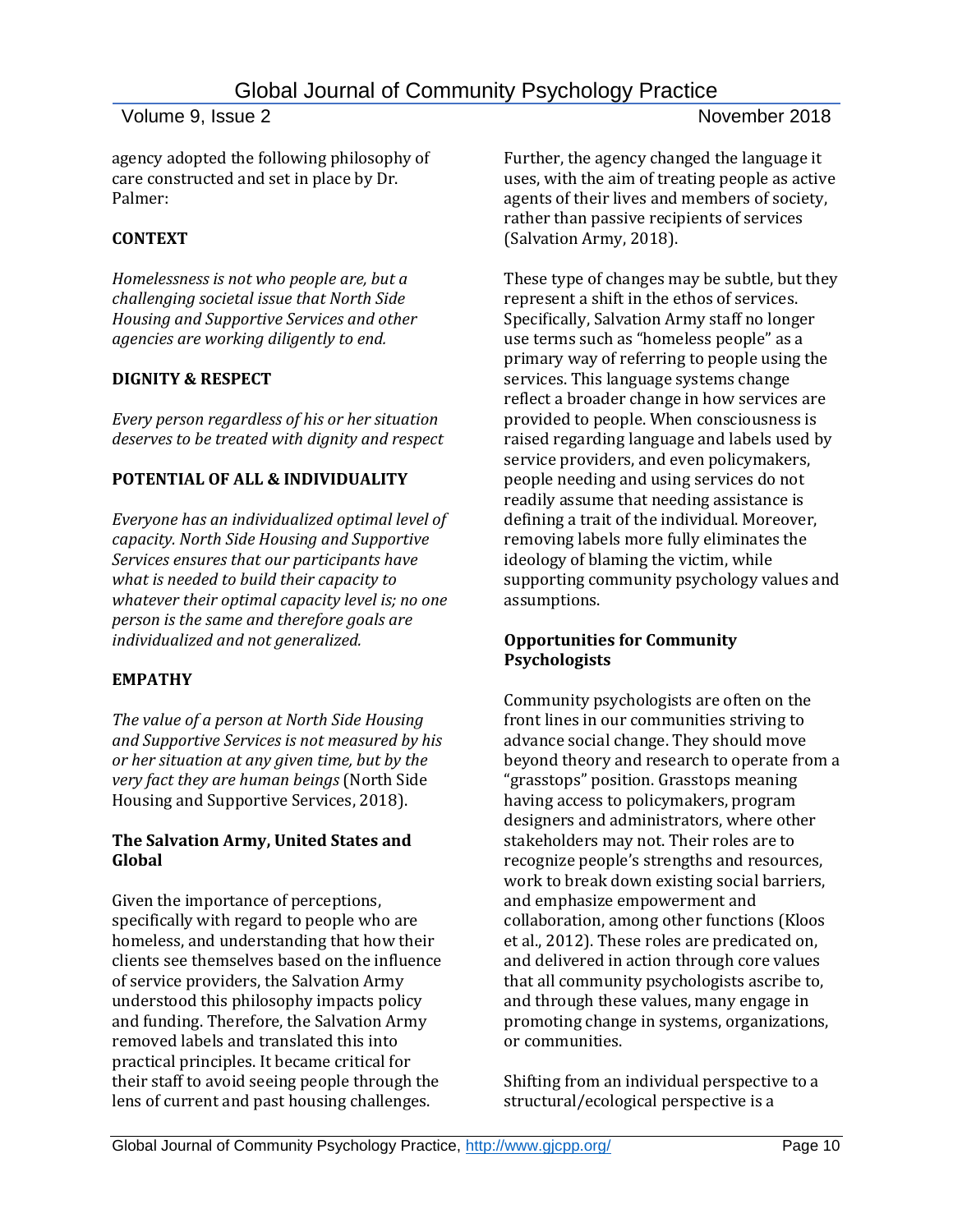agency adopted the following philosophy of care constructed and set in place by Dr. Palmer:

**CONTEXT**

*Homelessness is not who people are, but a challenging societal issue that North Side Housing and Supportive Services and other agencies are working diligently to end.*

**DIGNITY & RESPECT**

*Every person regardless of his or her situation deserves to be treated with dignity and respect*

**POTENTIAL OF ALL & INDIVIDUALITY**

*Everyone has an individualized optimal level of capacity. North Side Housing and Supportive Services ensures that our participants have what is needed to build their capacity to whatever their optimal capacity level is; no one person is the same and therefore goals are individualized and not generalized.*

**EMPATHY**

*The value of a person at North Side Housing and Supportive Services is not measured by his or her situation at any given time, but by the very fact they are human beings* (North Side Housing and Supportive Services, 2018).

### The Salvation Army, United States and Global

Given the importance of perceptions, specifically with regard to people who are homeless, and understanding that how their clients see themselves based on the influence of service providers, the Salvation Army understood this philosophy impacts policy and funding. Therefore, the Salvation Army removed labels and translated this into practical principles. It became critical for their staff to avoid seeing people through the lens of current and past housing challenges. Further, the agency changed the language it uses, with the aim of treating people as active agents of their lives and members of society, rather than passive recipients of services (Salvation Army, 2018).

These type of changes may be subtle, but they represent a shift in the ethos of services. Specifically, Salvation Army staff no longer use terms such as "homeless people" as a primary way of referring to people using the services. This language systems change reflect a broader change in how services are provided to people. When consciousness is raised regarding language and labels used by service providers, and even policymakers, people needing and using services do not readily assume that needing assistance is defining a trait of the individual. Moreover, removing labels more fully eliminates the ideology of blaming the victim, while supporting community psychology values and assumptions.

### Opportunities for Community Psychologists

Community psychologists are often on the front lines in our communities striving to advance social change. They should move beyond theory and research to operate from a "grasstops" position. Grasstops meaning having access to policymakers, program designers and administrators, where other stakeholders may not. Their roles are to recognize people's strengths and resources, work to break down existing social barriers, and emphasize empowerment and collaboration, among other functions (Kloos et al., 2012). These roles are predicated on, and delivered in action through core values that all community psychologists ascribe to, and through these values, many engage in promoting change in systems, organizations, or communities.

Shifting from an individual perspective to a structural/ecological perspective is a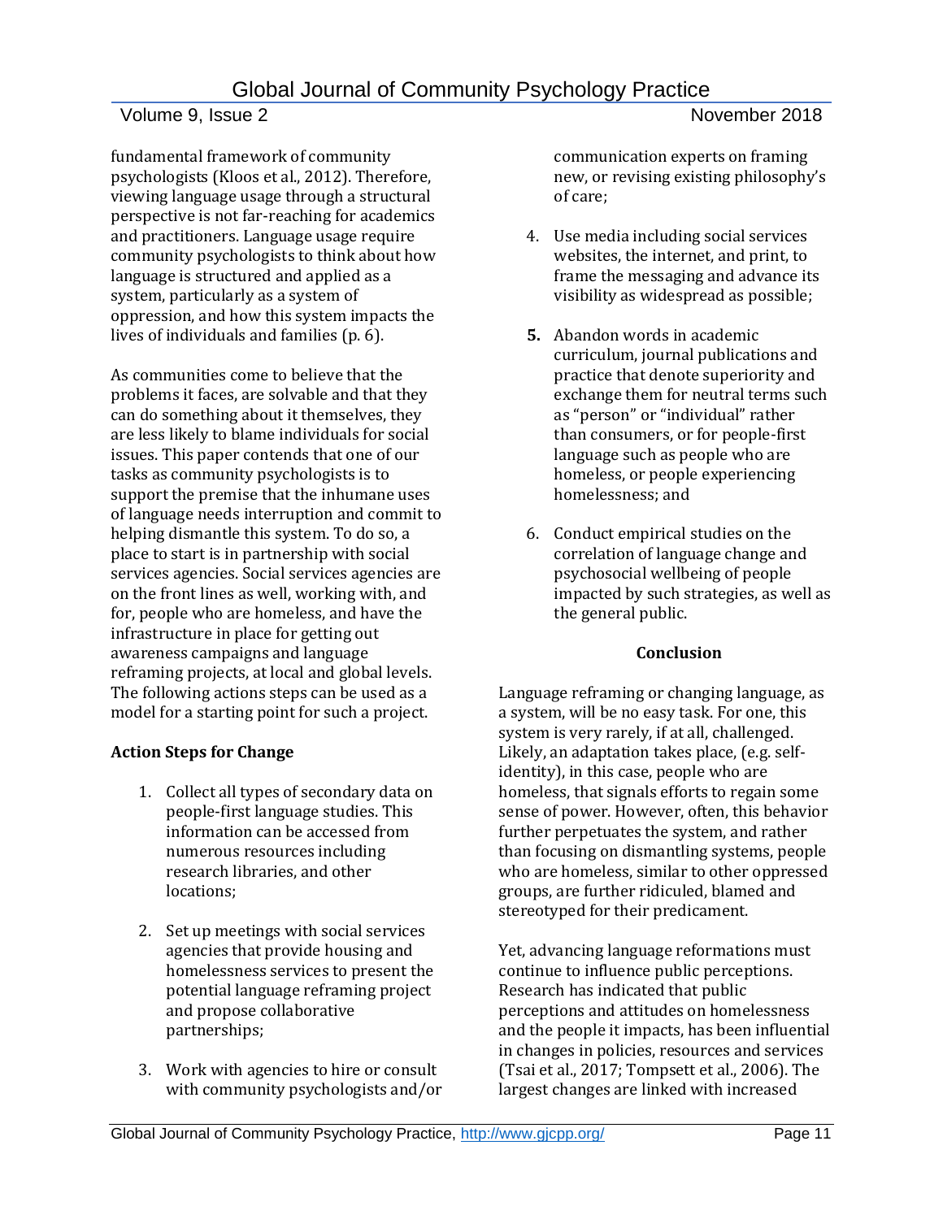fundamental framework of community psychologists (Kloos et al., 2012). Therefore, viewing language usage through a structural perspective is not far-reaching for academics and practitioners. Language usage require community psychologists to think about how language is structured and applied as a system, particularly as a system of oppression, and how this system impacts the lives of individuals and families (p. 6).

As communities come to believe that the problems it faces, are solvable and that they can do something about it themselves, they are less likely to blame individuals for social issues. This paper contends that one of our tasks as community psychologists is to support the premise that the inhumane uses of language needs interruption and commit to helping dismantle this system. To do so, a place to start is in partnership with social services agencies. Social services agencies are on the front lines as well, working with, and for, people who are homeless, and have the infrastructure in place for getting out awareness campaigns and language reframing projects, at local and global levels. The following actions steps can be used as a model for a starting point for such a project.

**Action Steps for Change**

1. Collect all types of secondary data on people-first language studies. This information can be accessed from numerous resources including research libraries, and other locations;
2. Set up meetings with social services agencies that provide housing and homelessness services to present the potential language reframing project and propose collaborative partnerships;
3. Work with agencies to hire or consult with community psychologists and/or communication experts on framing new, or revising existing philosophy's of care;
4. Use media including social services websites, the internet, and print, to frame the messaging and advance its visibility as widespread as possible;
5. Abandon words in academic curriculum, journal publications and practice that denote superiority and exchange them for neutral terms such as "person" or "individual" rather than consumers, or for people-first language such as people who are homeless, or people experiencing homelessness; and
6. Conduct empirical studies on the correlation of language change and psychosocial wellbeing of people impacted by such strategies, as well as the general public.

**Conclusion**

Language reframing or changing language, as a system, will be no easy task. For one, this system is very rarely, if at all, challenged. Likely, an adaptation takes place, (e.g. self-identity), in this case, people who are homeless, that signals efforts to regain some sense of power. However, often, this behavior further perpetuates the system, and rather than focusing on dismantling systems, people who are homeless, similar to other oppressed groups, are further ridiculed, blamed and stereotyped for their predicament.

Yet, advancing language reformations must continue to influence public perceptions. Research has indicated that public perceptions and attitudes on homelessness and the people it impacts, has been influential in changes in policies, resources and services (Tsai et al., 2017; Tompsett et al., 2006). The largest changes are linked with increased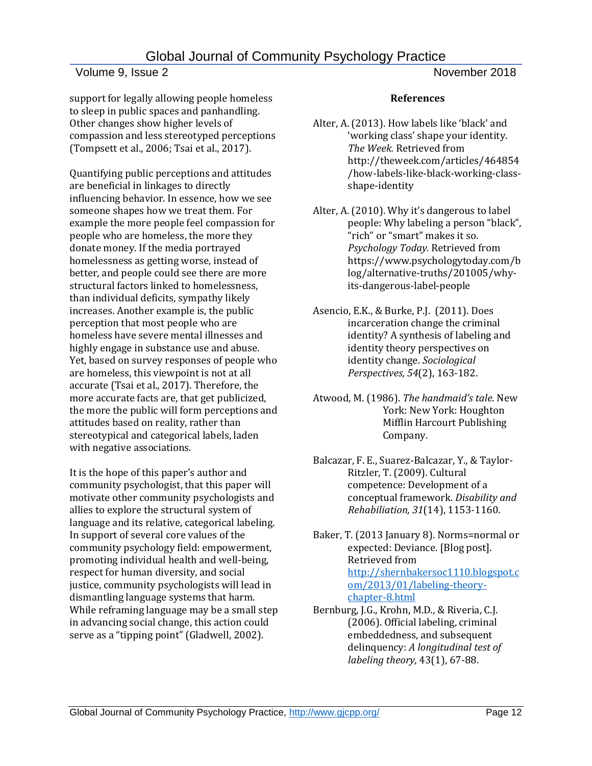support for legally allowing people homeless to sleep in public spaces and panhandling. Other changes show higher levels of compassion and less stereotyped perceptions (Tompsett et al., 2006; Tsai et al., 2017).

Quantifying public perceptions and attitudes are beneficial in linkages to directly influencing behavior. In essence, how we see someone shapes how we treat them. For example the more people feel compassion for people who are homeless, the more they donate money. If the media portrayed homelessness as getting worse, instead of better, and people could see there are more structural factors linked to homelessness, than individual deficits, sympathy likely increases. Another example is, the public perception that most people who are homeless have severe mental illnesses and highly engage in substance use and abuse. Yet, based on survey responses of people who are homeless, this viewpoint is not at all accurate (Tsai et al., 2017). Therefore, the more accurate facts are, that get publicized, the more the public will form perceptions and attitudes based on reality, rather than stereotypical and categorical labels, laden with negative associations.

It is the hope of this paper's author and community psychologist, that this paper will motivate other community psychologists and allies to explore the structural system of language and its relative, categorical labeling. In support of several core values of the community psychology field: empowerment, promoting individual health and well-being, respect for human diversity, and social justice, community psychologists will lead in dismantling language systems that harm. While reframing language may be a small step in advancing social change, this action could serve as a "tipping point" (Gladwell, 2002).

## References

Alter, A. (2013). How labels like 'black' and 'working class' shape your identity. *The Week.* Retrieved from http://theweek.com/articles/464854/how-labels-like-black-working-class-shape-identity

Alter, A. (2010). Why it's dangerous to label people: Why labeling a person "black", "rich" or "smart" makes it so. *Psychology Today.* Retrieved from https://www.psychologytoday.com/blog/alternative-truths/201005/why-its-dangerous-label-people

Asencio, E.K., & Burke, P.J. (2011). Does incarceration change the criminal identity? A synthesis of labeling and identity theory perspectives on identity change. *Sociological Perspectives, 54*(2), 163-182.

Atwood, M. (1986). *The handmaid's tale*. New York: New York: Houghton Mifflin Harcourt Publishing Company.

Balcazar, F. E., Suarez-Balcazar, Y., & Taylor-Ritzler, T. (2009). Cultural competence: Development of a conceptual framework. *Disability and Rehabiliation, 31*(14), 1153-1160.

Baker, T. (2013 January 8). Norms=normal or expected: Deviance. [Blog post]. Retrieved from http://shernbakersoc1110.blogspot.com/2013/01/labeling-theory-chapter-8.html

Bernburg, J.G., Krohn, M.D., & Riveria, C.J. (2006). Official labeling, criminal embeddedness, and subsequent delinquency: *A longitudinal test of labeling theory,* 43(1), 67-88.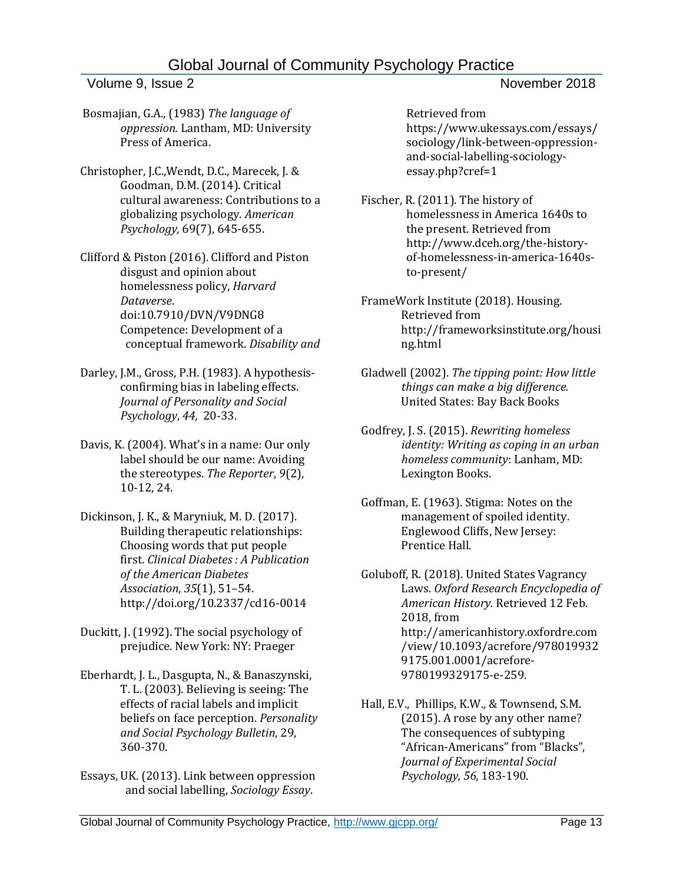Bosmajian, G.A., (1983) *The language of oppression.* Lantham, MD: University Press of America.

Christopher, J.C.,Wendt, D.C., Marecek, J. & Goodman, D.M. (2014). Critical cultural awareness: Contributions to a globalizing psychology. *American Psychology,* 69(7), 645-655.

Clifford & Piston (2016). Clifford and Piston disgust and opinion about homelessness policy, *Harvard Dataverse*. doi:10.7910/DVN/V9DNG8 Competence: Development of a conceptual framework. *Disability and*

Darley, J.M., Gross, P.H. (1983). A hypothesis-confirming bias in labeling effects. *Journal of Personality and Social Psychology*, *44,* 20-33.

Davis, K. (2004). What's in a name: Our only label should be our name: Avoiding the stereotypes. *The Reporter*, *9*(2), 10-12, 24.

Dickinson, J. K., & Maryniuk, M. D. (2017). Building therapeutic relationships: Choosing words that put people first. *Clinical Diabetes : A Publication of the American Diabetes Association*, *35*(1), 51–54. http://doi.org/10.2337/cd16-0014

Duckitt, J. (1992). The social psychology of prejudice. New York: NY: Praeger

Eberhardt, J. L., Dasgupta, N., & Banaszynski, T. L. (2003). Believing is seeing: The effects of racial labels and implicit beliefs on face perception. *Personality and Social Psychology Bulletin*, 29, 360-370.

Essays, UK. (2013). Link between oppression and social labelling, *Sociology Essay*. Retrieved from https://www.ukessays.com/essays/sociology/link-between-oppression-and-social-labelling-sociology-essay.php?cref=1

Fischer, R. (2011). The history of homelessness in America 1640s to the present. Retrieved from http://www.dceh.org/the-history-of-homelessness-in-america-1640s-to-present/

FrameWork Institute (2018). Housing. Retrieved from http://frameworksinstitute.org/housing.html

Gladwell (2002). *The tipping point: How little things can make a big difference.* United States: Bay Back Books

Godfrey, J. S. (2015). *Rewriting homeless identity: Writing as coping in an urban homeless community*: Lanham, MD: Lexington Books.

Goffman, E. (1963). Stigma: Notes on the management of spoiled identity. Englewood Cliffs, New Jersey: Prentice Hall.

Goluboff, R. (2018). United States Vagrancy Laws. *Oxford Research Encyclopedia of American History.* Retrieved 12 Feb. 2018, from http://americanhistory.oxfordre.com/view/10.1093/acrefore/9780199329175.001.0001/acrefore-9780199329175-e-259.

Hall, E.V., Phillips, K.W., & Townsend, S.M. (2015). A rose by any other name? The consequences of subtyping "African-Americans" from "Blacks", *Journal of Experimental Social Psychology, 56,* 183-190.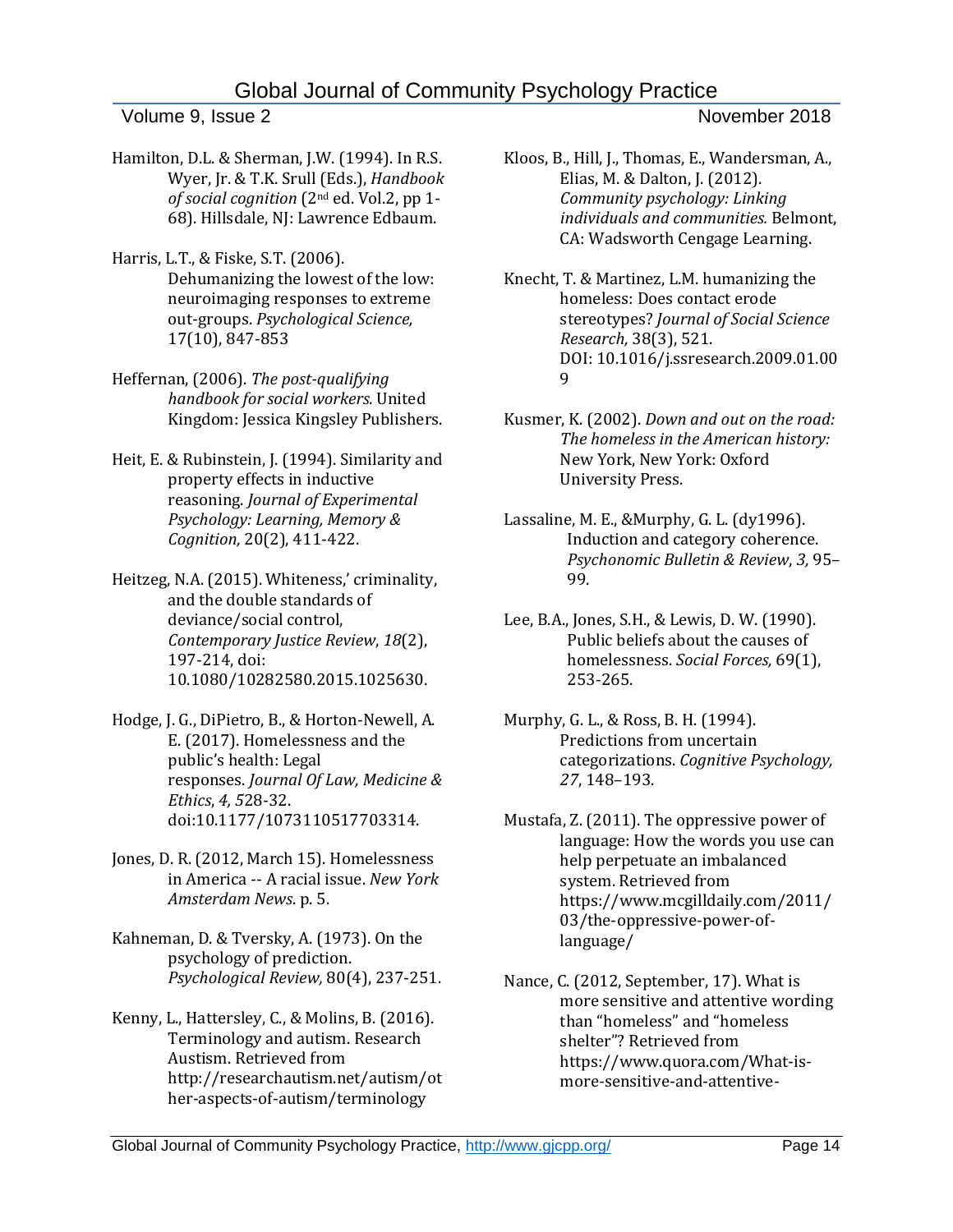Hamilton, D.L. & Sherman, J.W. (1994). In R.S. Wyer, Jr. & T.K. Srull (Eds.), *Handbook of social cognition* (2nd ed. Vol.2, pp 1-68). Hillsdale, NJ: Lawrence Edbaum.

Harris, L.T., & Fiske, S.T. (2006). Dehumanizing the lowest of the low: neuroimaging responses to extreme out-groups. *Psychological Science,* 17(10), 847-853

Heffernan, (2006). *The post-qualifying handbook for social workers.* United Kingdom: Jessica Kingsley Publishers.

Heit, E. & Rubinstein, J. (1994). Similarity and property effects in inductive reasoning. *Journal of Experimental Psychology: Learning, Memory & Cognition,* 20(2), 411-422.

Heitzeg, N.A. (2015). Whiteness,' criminality, and the double standards of deviance/social control, *Contemporary Justice Review*, *18*(2), 197-214, doi: 10.1080/10282580.2015.1025630.

Hodge, J. G., DiPietro, B., & Horton-Newell, A. E. (2017). Homelessness and the public's health: Legal responses. *Journal Of Law, Medicine & Ethics*, *4, 5*28-32. doi:10.1177/1073110517703314.

Jones, D. R. (2012, March 15). Homelessness in America -- A racial issue. *New York Amsterdam News*. p. 5.

Kahneman, D. & Tversky, A. (1973). On the psychology of prediction. *Psychological Review,* 80(4), 237-251.

Kenny, L., Hattersley, C., & Molins, B. (2016). Terminology and autism. Research Austism. Retrieved from http://researchautism.net/autism/other-aspects-of-autism/terminology

Kloos, B., Hill, J., Thomas, E., Wandersman, A., Elias, M. & Dalton, J. (2012). *Community psychology: Linking individuals and communities.* Belmont, CA: Wadsworth Cengage Learning.

Knecht, T. & Martinez, L.M. humanizing the homeless: Does contact erode stereotypes? *Journal of Social Science Research,* 38(3), 521. DOI: 10.1016/j.ssresearch.2009.01.009

Kusmer, K. (2002). *Down and out on the road: The homeless in the American history:* New York, New York: Oxford University Press.

Lassaline, M. E., &Murphy, G. L. (dy1996). Induction and category coherence. *Psychonomic Bulletin & Review*, *3,* 95–99.

Lee, B.A., Jones, S.H., & Lewis, D. W. (1990). Public beliefs about the causes of homelessness. *Social Forces,* 69(1), 253-265.

Murphy, G. L., & Ross, B. H. (1994). Predictions from uncertain categorizations. *Cognitive Psychology, 27*, 148–193.

Mustafa, Z. (2011). The oppressive power of language: How the words you use can help perpetuate an imbalanced system. Retrieved from https://www.mcgilldaily.com/2011/03/the-oppressive-power-of-language/

Nance, C. (2012, September, 17). What is more sensitive and attentive wording than "homeless" and "homeless shelter"? Retrieved from https://www.quora.com/What-is-more-sensitive-and-attentive-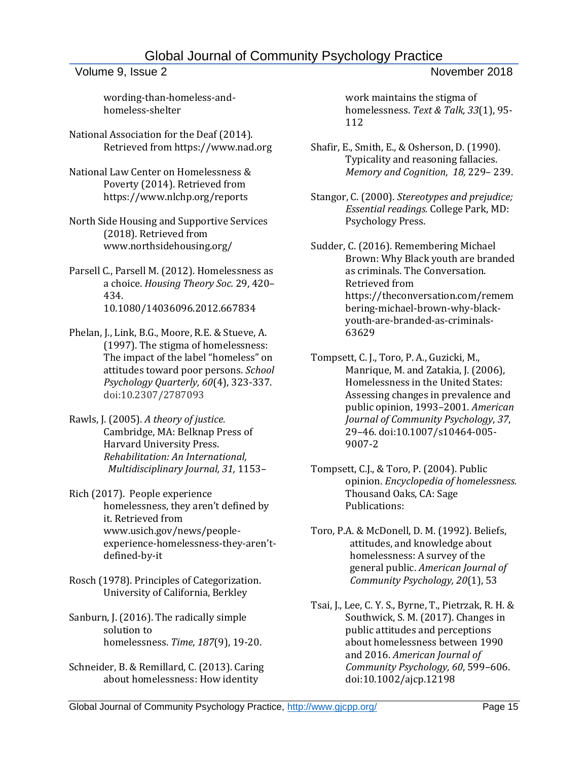wording-than-homeless-and-homeless-shelter

National Association for the Deaf (2014). Retrieved from https://www.nad.org

National Law Center on Homelessness & Poverty (2014). Retrieved from https://www.nlchp.org/reports

North Side Housing and Supportive Services (2018). Retrieved from www.northsidehousing.org/

Parsell C., Parsell M. (2012). Homelessness as a choice. *Housing Theory Soc.* 29, 420–434. 10.1080/14036096.2012.667834

Phelan, J., Link, B.G., Moore, R.E. & Stueve, A. (1997). The stigma of homelessness: The impact of the label "homeless" on attitudes toward poor persons. *School Psychology Quarterly, 60*(4), 323-337. doi:10.2307/2787093

Rawls, J. (2005). *A theory of justice.* Cambridge, MA: Belknap Press of Harvard University Press. *Rehabilitation: An International, Multidisciplinary Journal, 31,* 1153–

Rich (2017). People experience homelessness, they aren't defined by it. Retrieved from www.usich.gov/news/people-experience-homelessness-they-aren't-defined-by-it

Rosch (1978). Principles of Categorization. University of California, Berkley

Sanburn, J. (2016). The radically simple solution to homelessness. *Time*, *187*(9), 19-20.

Schneider, B. & Remillard, C. (2013). Caring about homelessness: How identity work maintains the stigma of homelessness. *Text & Talk, 33*(1), 95-112

Shafir, E., Smith, E., & Osherson, D. (1990). Typicality and reasoning fallacies. *Memory and Cognition*, *18,* 229– 239.

Stangor, C. (2000). *Stereotypes and prejudice; Essential readings.* College Park, MD: Psychology Press.

Sudder, C. (2016). Remembering Michael Brown: Why Black youth are branded as criminals. The Conversation. Retrieved from https://theconversation.com/remembering-michael-brown-why-black-youth-are-branded-as-criminals-63629

Tompsett, C. J., Toro, P. A., Guzicki, M., Manrique, M. and Zatakia, J. (2006), Homelessness in the United States: Assessing changes in prevalence and public opinion, 1993–2001. *American Journal of Community Psychology*, *37*, 29–46. doi:10.1007/s10464-005-9007-2

Tompsett, C.J., & Toro, P. (2004). Public opinion. *Encyclopedia of homelessness.* Thousand Oaks, CA: Sage Publications:

Toro, P.A. & McDonell, D. M. (1992). Beliefs, attitudes, and knowledge about homelessness: A survey of the general public. *American Journal of Community Psychology, 20*(1), 53

Tsai, J., Lee, C. Y. S., Byrne, T., Pietrzak, R. H. & Southwick, S. M. (2017). Changes in public attitudes and perceptions about homelessness between 1990 and 2016. *American Journal of Community Psychology, 60*, 599–606. doi:10.1002/ajcp.12198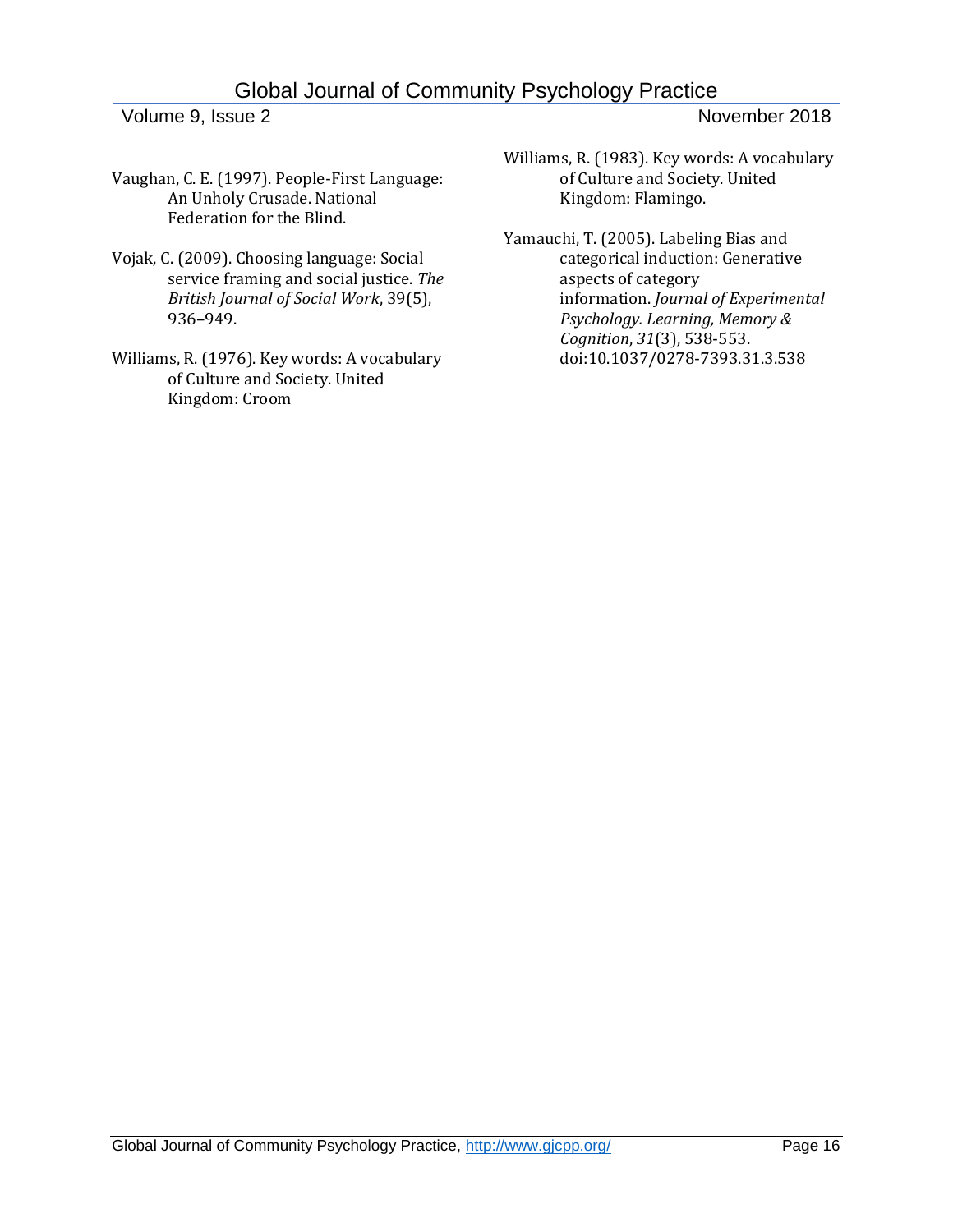Vaughan, C. E. (1997). People-First Language: An Unholy Crusade. National Federation for the Blind.

Vojak, C. (2009). Choosing language: Social service framing and social justice. *The British Journal of Social Work*, 39(5), 936–949.

Williams, R. (1976). Key words: A vocabulary of Culture and Society. United Kingdom: Croom

Williams, R. (1983). Key words: A vocabulary of Culture and Society. United Kingdom: Flamingo.

Yamauchi, T. (2005). Labeling Bias and categorical induction: Generative aspects of category information. *Journal of Experimental Psychology. Learning, Memory & Cognition*, *31*(3), 538-553. doi:10.1037/0278-7393.31.3.538